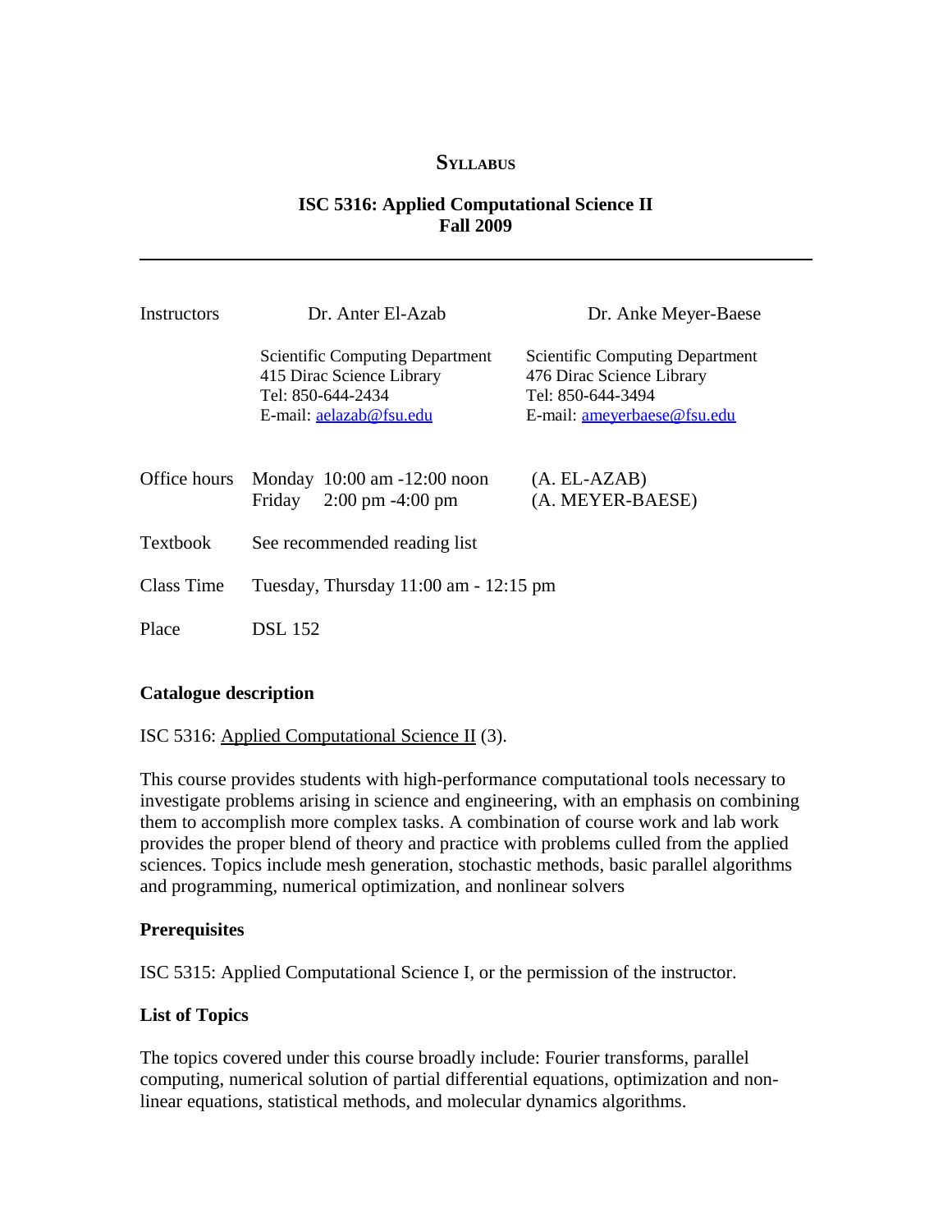# SYLLABUS

## ISC 5316: Applied Computational Science II
## Fall 2009

---

| Instructors | Dr. Anter El-Azab | Dr. Anke Meyer-Baese |
|---|---|---|
| | Scientific Computing Department<br>415 Dirac Science Library<br>Tel: 850-644-2434<br>E-mail: aelazab@fsu.edu | Scientific Computing Department<br>476 Dirac Science Library<br>Tel: 850-644-3494<br>E-mail: ameyerbaese@fsu.edu |
| Office hours | Monday 10:00 am -12:00 noon<br>Friday 2:00 pm -4:00 pm | (A. EL-AZAB)<br>(A. MEYER-BAESE) |
| Textbook | See recommended reading list | |
| Class Time | Tuesday, Thursday 11:00 am - 12:15 pm | |
| Place | DSL 152 | |

### Catalogue description

ISC 5316: Applied Computational Science II (3).

This course provides students with high-performance computational tools necessary to investigate problems arising in science and engineering, with an emphasis on combining them to accomplish more complex tasks. A combination of course work and lab work provides the proper blend of theory and practice with problems culled from the applied sciences. Topics include mesh generation, stochastic methods, basic parallel algorithms and programming, numerical optimization, and nonlinear solvers

### Prerequisites

ISC 5315: Applied Computational Science I, or the permission of the instructor.

### List of Topics

The topics covered under this course broadly include: Fourier transforms, parallel computing, numerical solution of partial differential equations, optimization and non-linear equations, statistical methods, and molecular dynamics algorithms.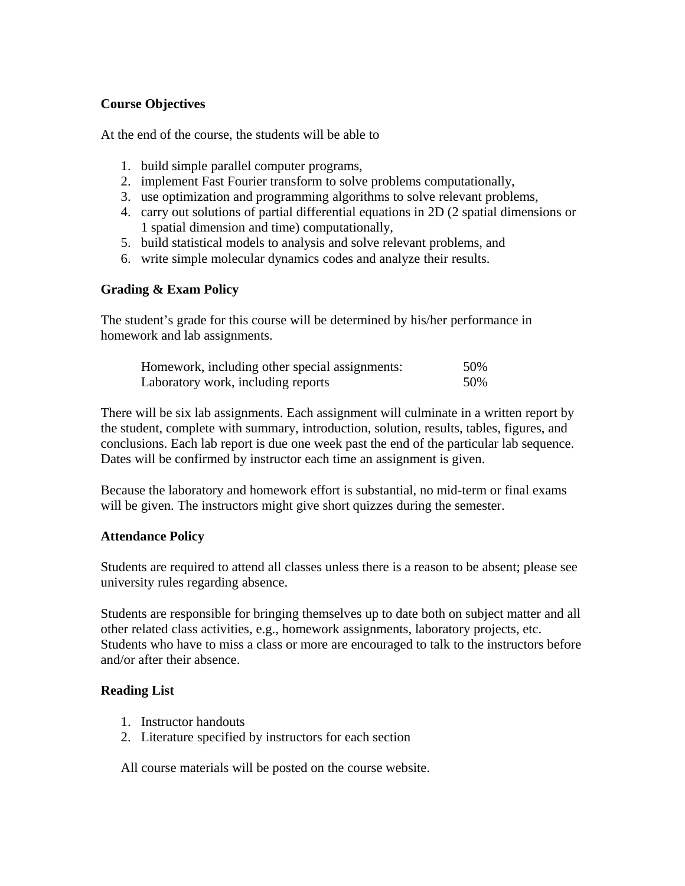**Course Objectives**

At the end of the course, the students will be able to

1. build simple parallel computer programs,
2. implement Fast Fourier transform to solve problems computationally,
3. use optimization and programming algorithms to solve relevant problems,
4. carry out solutions of partial differential equations in 2D (2 spatial dimensions or 1 spatial dimension and time) computationally,
5. build statistical models to analysis and solve relevant problems, and
6. write simple molecular dynamics codes and analyze their results.

**Grading & Exam Policy**

The student's grade for this course will be determined by his/her performance in homework and lab assignments.

| | |
|---|---|
| Homework, including other special assignments: | 50% |
| Laboratory work, including reports | 50% |

There will be six lab assignments. Each assignment will culminate in a written report by the student, complete with summary, introduction, solution, results, tables, figures, and conclusions. Each lab report is due one week past the end of the particular lab sequence. Dates will be confirmed by instructor each time an assignment is given.

Because the laboratory and homework effort is substantial, no mid-term or final exams will be given. The instructors might give short quizzes during the semester.

**Attendance Policy**

Students are required to attend all classes unless there is a reason to be absent; please see university rules regarding absence.

Students are responsible for bringing themselves up to date both on subject matter and all other related class activities, e.g., homework assignments, laboratory projects, etc. Students who have to miss a class or more are encouraged to talk to the instructors before and/or after their absence.

**Reading List**

1. Instructor handouts
2. Literature specified by instructors for each section

All course materials will be posted on the course website.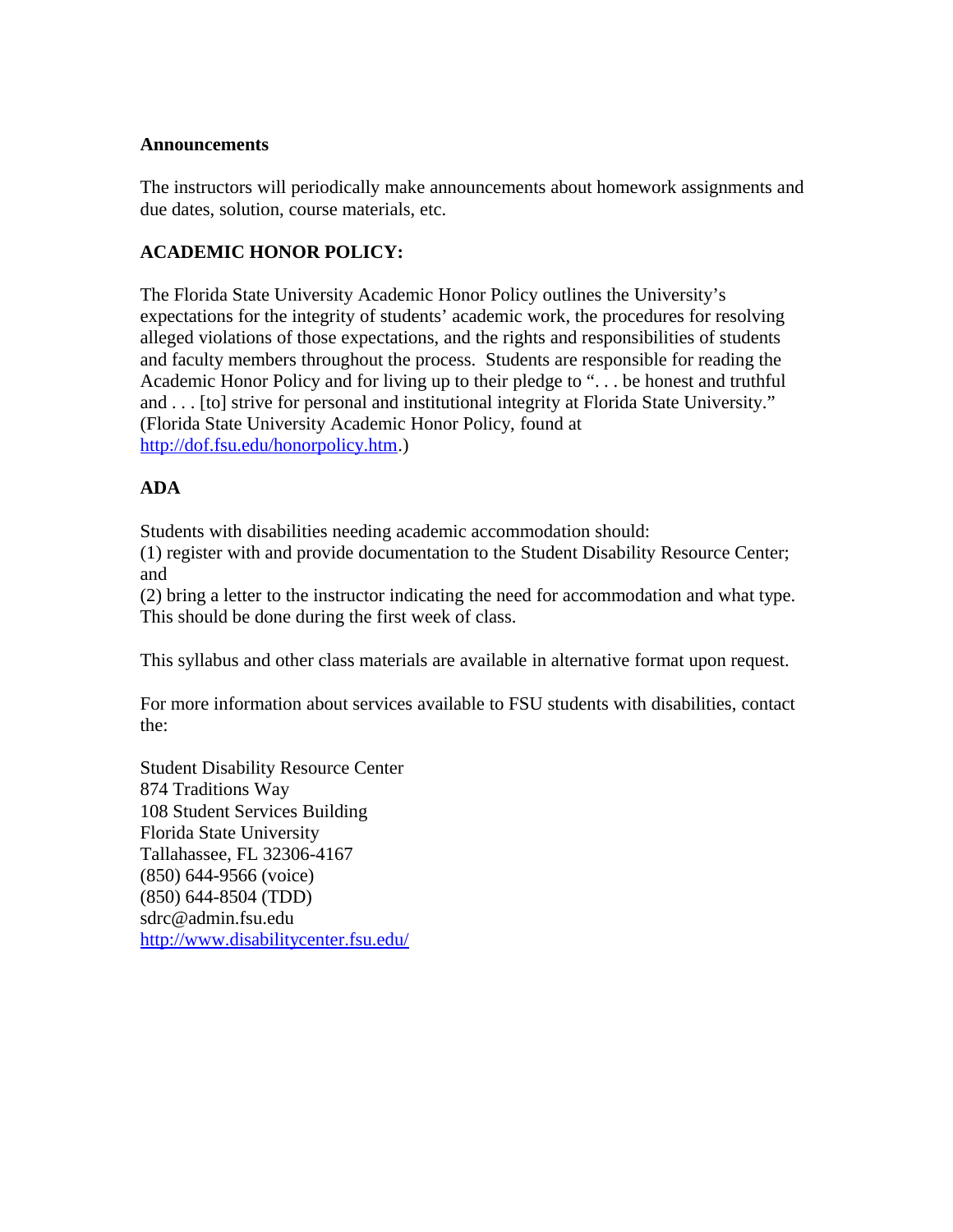**Announcements**

The instructors will periodically make announcements about homework assignments and due dates, solution, course materials, etc.

**ACADEMIC HONOR POLICY:**

The Florida State University Academic Honor Policy outlines the University's expectations for the integrity of students' academic work, the procedures for resolving alleged violations of those expectations, and the rights and responsibilities of students and faculty members throughout the process. Students are responsible for reading the Academic Honor Policy and for living up to their pledge to ". . . be honest and truthful and . . . [to] strive for personal and institutional integrity at Florida State University." (Florida State University Academic Honor Policy, found at http://dof.fsu.edu/honorpolicy.htm.)

**ADA**

Students with disabilities needing academic accommodation should:
(1) register with and provide documentation to the Student Disability Resource Center; and
(2) bring a letter to the instructor indicating the need for accommodation and what type. This should be done during the first week of class.

This syllabus and other class materials are available in alternative format upon request.

For more information about services available to FSU students with disabilities, contact the:

Student Disability Resource Center
874 Traditions Way
108 Student Services Building
Florida State University
Tallahassee, FL 32306-4167
(850) 644-9566 (voice)
(850) 644-8504 (TDD)
sdrc@admin.fsu.edu
http://www.disabilitycenter.fsu.edu/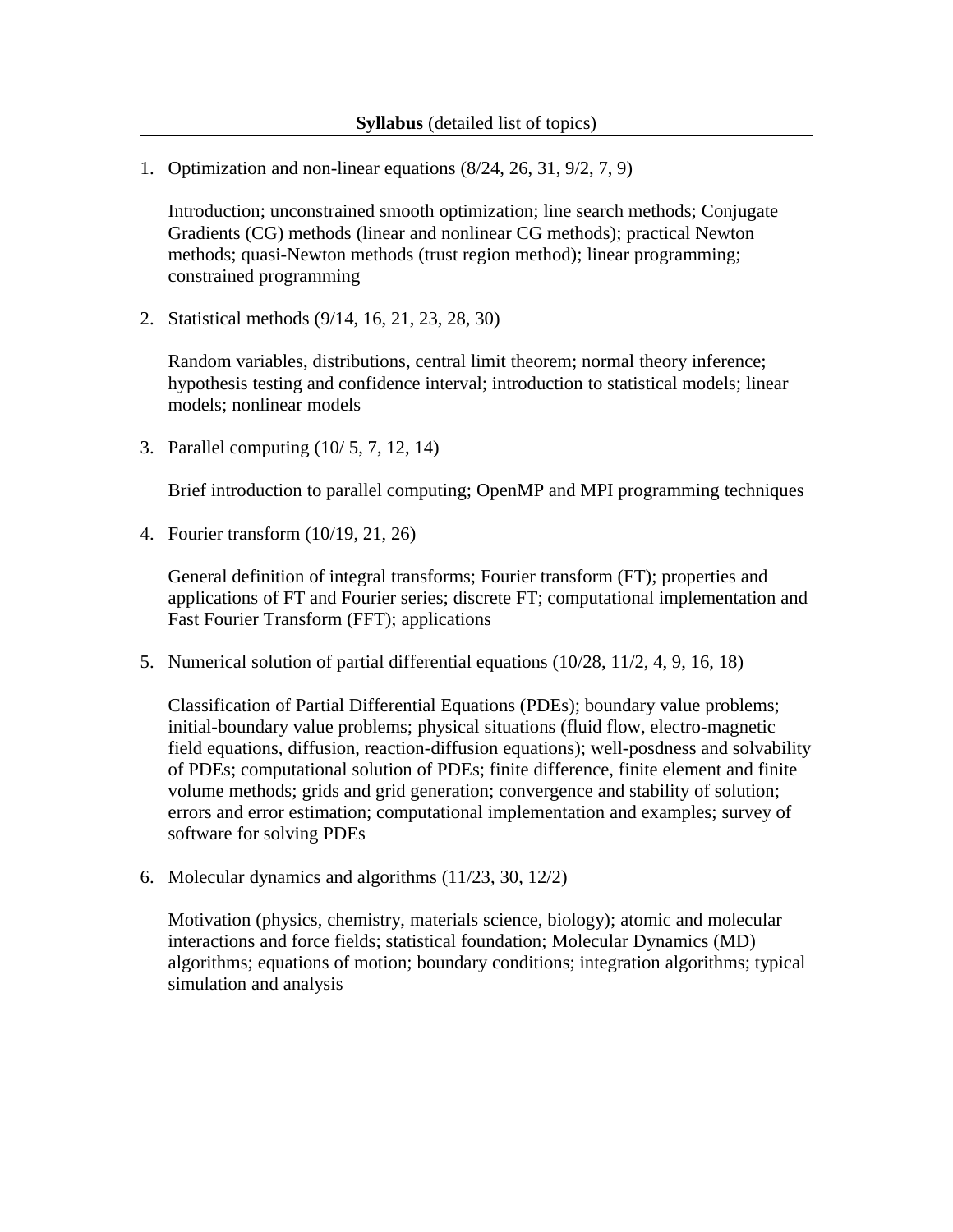**Syllabus** (detailed list of topics)

---

1. Optimization and non-linear equations (8/24, 26, 31, 9/2, 7, 9)

   Introduction; unconstrained smooth optimization; line search methods; Conjugate Gradients (CG) methods (linear and nonlinear CG methods); practical Newton methods; quasi-Newton methods (trust region method); linear programming; constrained programming

2. Statistical methods (9/14, 16, 21, 23, 28, 30)

   Random variables, distributions, central limit theorem; normal theory inference; hypothesis testing and confidence interval; introduction to statistical models; linear models; nonlinear models

3. Parallel computing (10/ 5, 7, 12, 14)

   Brief introduction to parallel computing; OpenMP and MPI programming techniques

4. Fourier transform (10/19, 21, 26)

   General definition of integral transforms; Fourier transform (FT); properties and applications of FT and Fourier series; discrete FT; computational implementation and Fast Fourier Transform (FFT); applications

5. Numerical solution of partial differential equations (10/28, 11/2, 4, 9, 16, 18)

   Classification of Partial Differential Equations (PDEs); boundary value problems; initial-boundary value problems; physical situations (fluid flow, electro-magnetic field equations, diffusion, reaction-diffusion equations); well-posdness and solvability of PDEs; computational solution of PDEs; finite difference, finite element and finite volume methods; grids and grid generation; convergence and stability of solution; errors and error estimation; computational implementation and examples; survey of software for solving PDEs

6. Molecular dynamics and algorithms (11/23, 30, 12/2)

   Motivation (physics, chemistry, materials science, biology); atomic and molecular interactions and force fields; statistical foundation; Molecular Dynamics (MD) algorithms; equations of motion; boundary conditions; integration algorithms; typical simulation and analysis